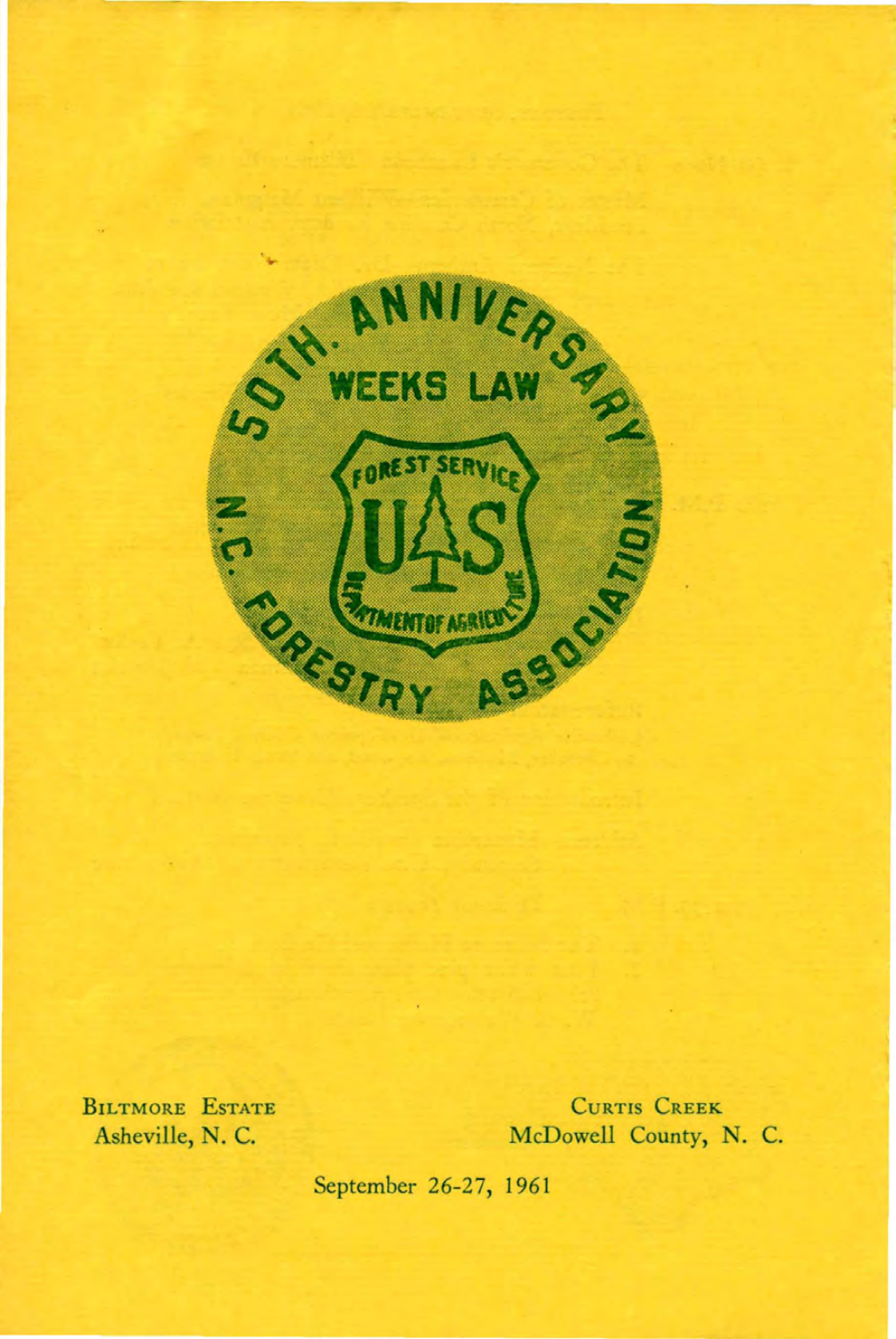50TH. ANNIVERSARY

WEEKS LAW

FOREST SERVICE

U S

DEPARTMENT OF AGRICULTURE

N.C. FORESTRY ASSOCIATION

BILTMORE ESTATE
Asheville, N. C.

CURTIS CREEK
McDowell County, N. C.

September 26-27, 1961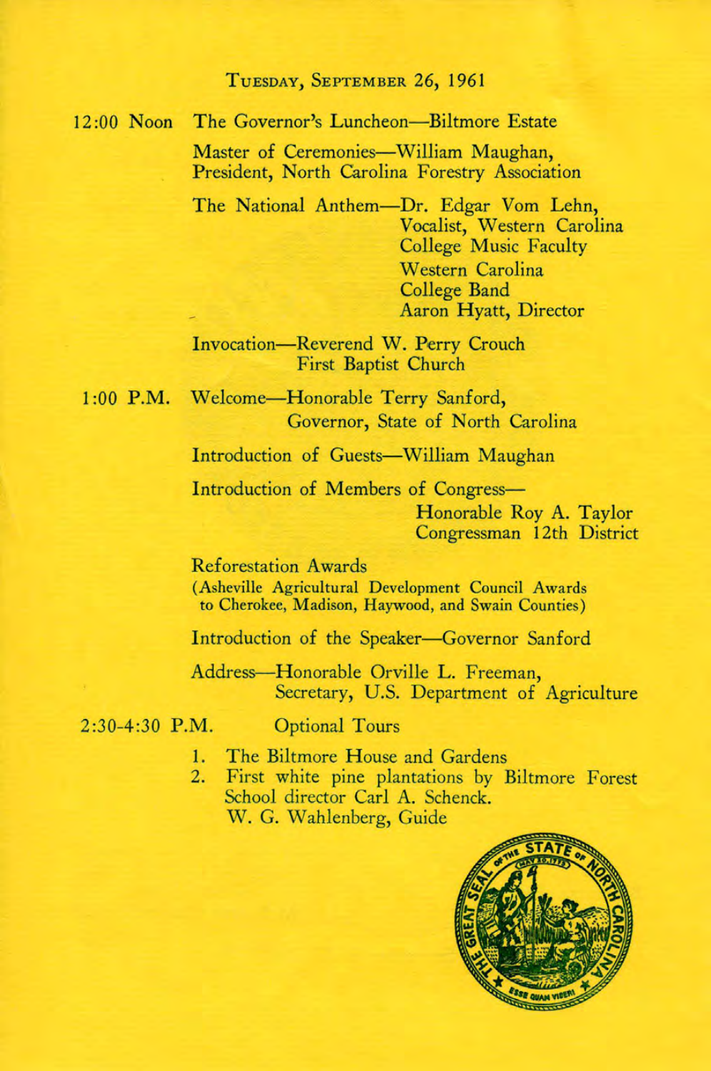## Tuesday, September 26, 1961

**12:00 Noon** The Governor's Luncheon—Biltmore Estate

Master of Ceremonies—William Maughan,
President, North Carolina Forestry Association

The National Anthem—Dr. Edgar Vom Lehn,
Vocalist, Western Carolina
College Music Faculty
Western Carolina
College Band
Aaron Hyatt, Director

Invocation—Reverend W. Perry Crouch
First Baptist Church

**1:00 P.M.** Welcome—Honorable Terry Sanford,
Governor, State of North Carolina

Introduction of Guests—William Maughan

Introduction of Members of Congress—
Honorable Roy A. Taylor
Congressman 12th District

Reforestation Awards
(Asheville Agricultural Development Council Awards to Cherokee, Madison, Haywood, and Swain Counties)

Introduction of the Speaker—Governor Sanford

Address—Honorable Orville L. Freeman,
Secretary, U.S. Department of Agriculture

**2:30-4:30 P.M.** Optional Tours

1. The Biltmore House and Gardens
2. First white pine plantations by Biltmore Forest School director Carl A. Schenck.
   W. G. Wahlenberg, Guide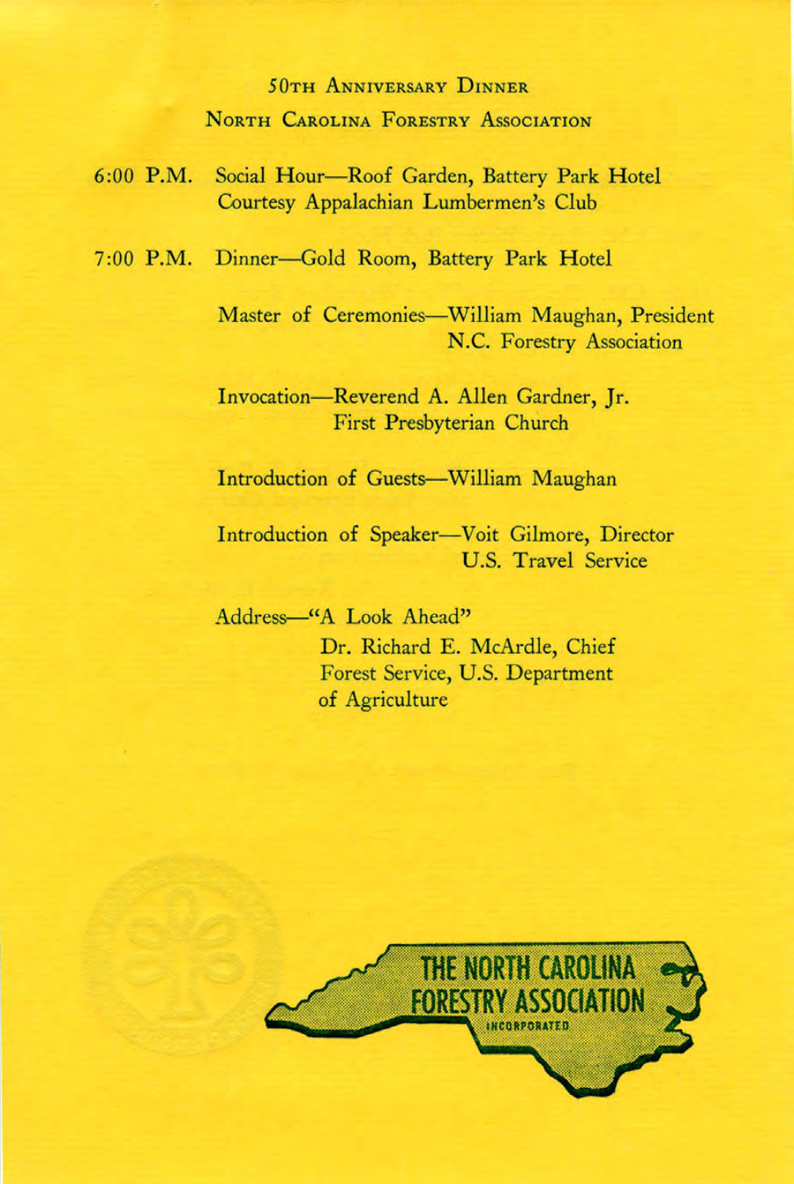# 50th Anniversary Dinner

## North Carolina Forestry Association

6:00 P.M. Social Hour—Roof Garden, Battery Park Hotel
Courtesy Appalachian Lumbermen's Club

7:00 P.M. Dinner—Gold Room, Battery Park Hotel

Master of Ceremonies—William Maughan, President
N.C. Forestry Association

Invocation—Reverend A. Allen Gardner, Jr.
First Presbyterian Church

Introduction of Guests—William Maughan

Introduction of Speaker—Voit Gilmore, Director
U.S. Travel Service

Address—"A Look Ahead"
Dr. Richard E. McArdle, Chief
Forest Service, U.S. Department
of Agriculture

THE NORTH CAROLINA FORESTRY ASSOCIATION
INCORPORATED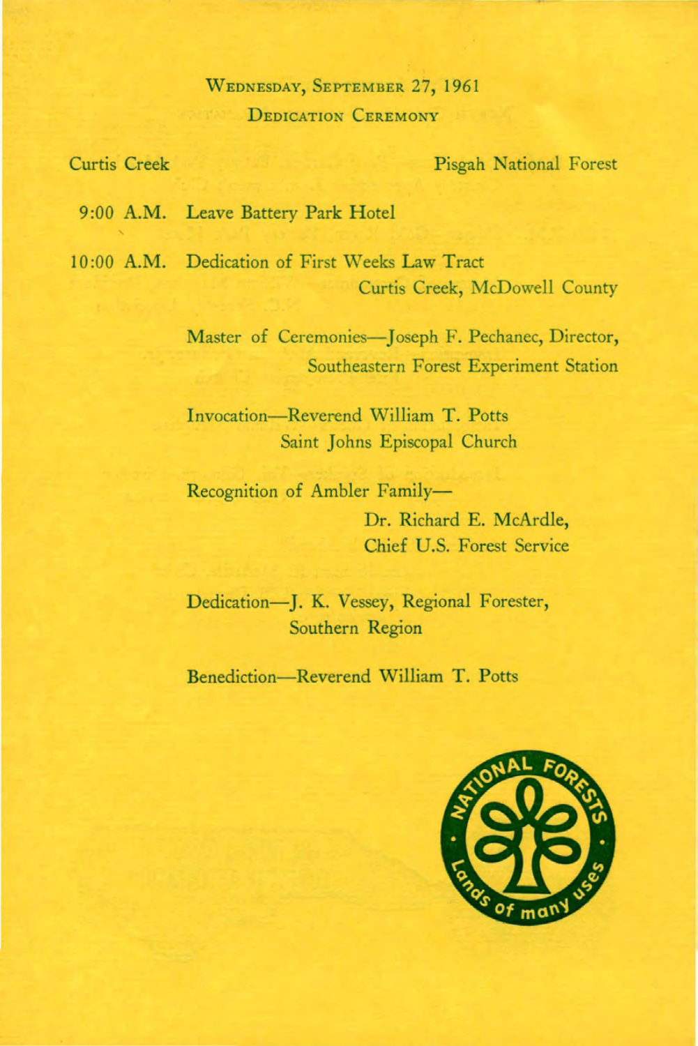WEDNESDAY, SEPTEMBER 27, 1961

DEDICATION CEREMONY

Curtis Creek — Pisgah National Forest

9:00 A.M. Leave Battery Park Hotel

10:00 A.M. Dedication of First Weeks Law Tract
Curtis Creek, McDowell County

Master of Ceremonies—Joseph F. Pechanec, Director,
Southeastern Forest Experiment Station

Invocation—Reverend William T. Potts
Saint Johns Episcopal Church

Recognition of Ambler Family—
Dr. Richard E. McArdle,
Chief U.S. Forest Service

Dedication—J. K. Vessey, Regional Forester,
Southern Region

Benediction—Reverend William T. Potts

NATIONAL FORESTS • Lands of many uses •